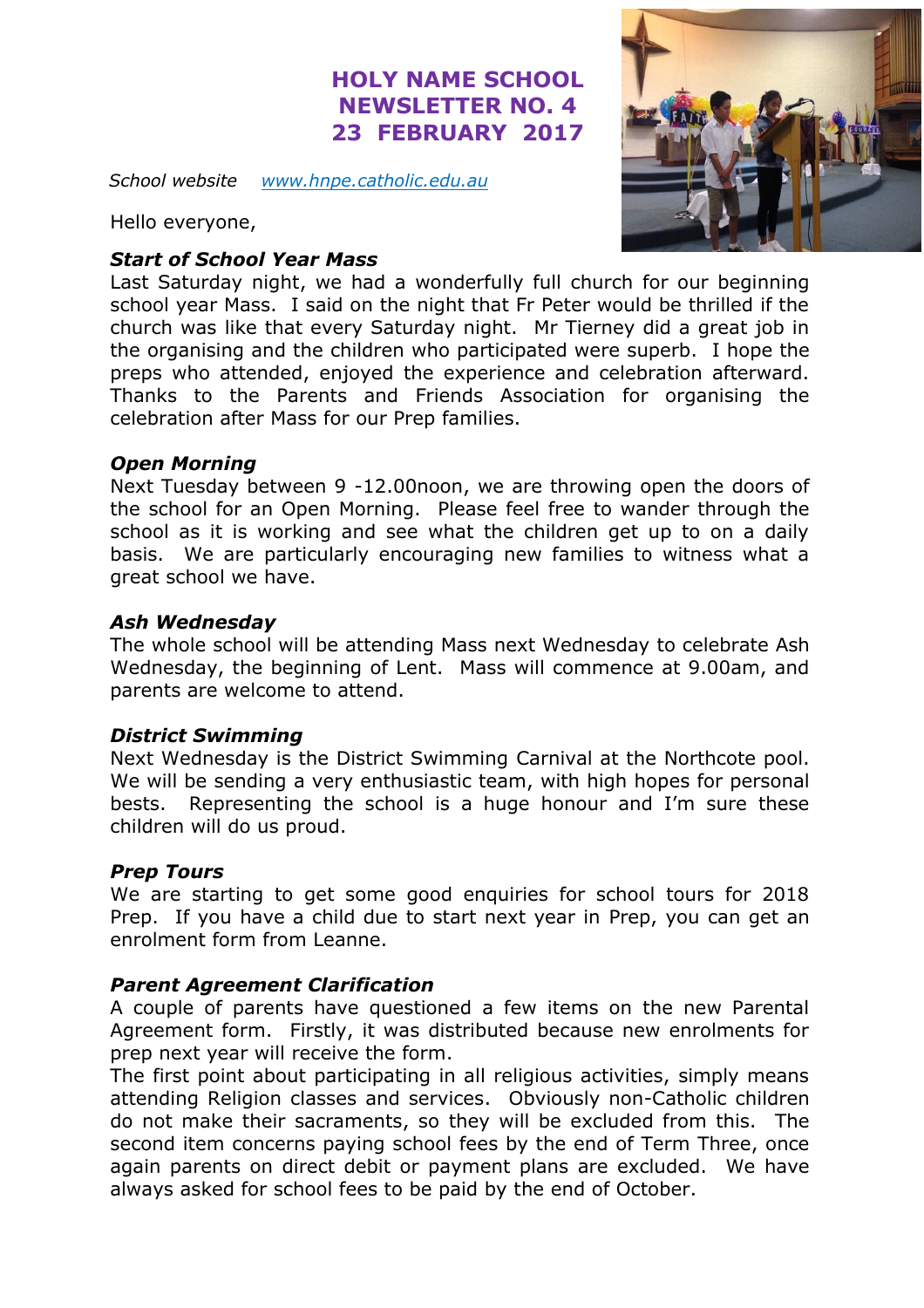# HOLY NAME SCHOOL
# NEWSLETTER NO. 4
# 23 FEBRUARY 2017

*School website* [*www.hnpe.catholic.edu.au*](http://www.hnpe.catholic.edu.au)

Hello everyone,

### *Start of School Year Mass*

Last Saturday night, we had a wonderfully full church for our beginning school year Mass. I said on the night that Fr Peter would be thrilled if the church was like that every Saturday night. Mr Tierney did a great job in the organising and the children who participated were superb. I hope the preps who attended, enjoyed the experience and celebration afterward. Thanks to the Parents and Friends Association for organising the celebration after Mass for our Prep families.

### *Open Morning*

Next Tuesday between 9 -12.00noon, we are throwing open the doors of the school for an Open Morning. Please feel free to wander through the school as it is working and see what the children get up to on a daily basis. We are particularly encouraging new families to witness what a great school we have.

### *Ash Wednesday*

The whole school will be attending Mass next Wednesday to celebrate Ash Wednesday, the beginning of Lent. Mass will commence at 9.00am, and parents are welcome to attend.

### *District Swimming*

Next Wednesday is the District Swimming Carnival at the Northcote pool. We will be sending a very enthusiastic team, with high hopes for personal bests. Representing the school is a huge honour and I'm sure these children will do us proud.

### *Prep Tours*

We are starting to get some good enquiries for school tours for 2018 Prep. If you have a child due to start next year in Prep, you can get an enrolment form from Leanne.

### *Parent Agreement Clarification*

A couple of parents have questioned a few items on the new Parental Agreement form. Firstly, it was distributed because new enrolments for prep next year will receive the form.

The first point about participating in all religious activities, simply means attending Religion classes and services. Obviously non-Catholic children do not make their sacraments, so they will be excluded from this. The second item concerns paying school fees by the end of Term Three, once again parents on direct debit or payment plans are excluded. We have always asked for school fees to be paid by the end of October.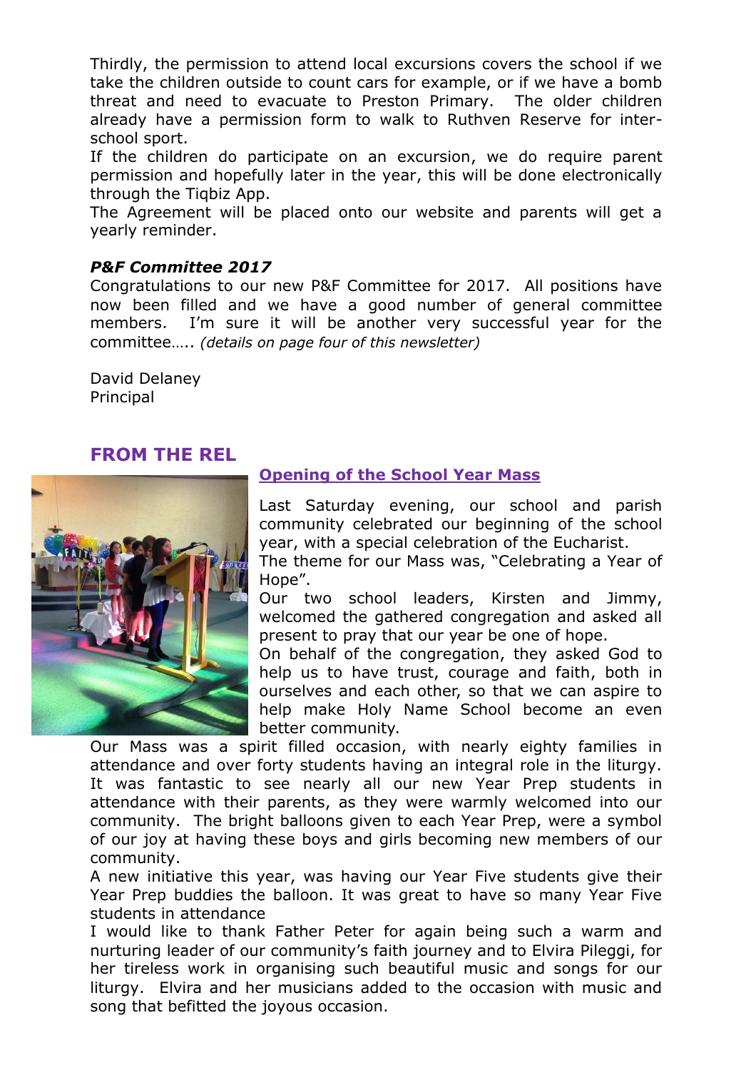Thirdly, the permission to attend local excursions covers the school if we take the children outside to count cars for example, or if we have a bomb threat and need to evacuate to Preston Primary. The older children already have a permission form to walk to Ruthven Reserve for inter-school sport.
If the children do participate on an excursion, we do require parent permission and hopefully later in the year, this will be done electronically through the Tiqbiz App.
The Agreement will be placed onto our website and parents will get a yearly reminder.

***P&F Committee 2017***

Congratulations to our new P&F Committee for 2017. All positions have now been filled and we have a good number of general committee members. I'm sure it will be another very successful year for the committee….. *(details on page four of this newsletter)*

David Delaney
Principal

## FROM THE REL

### Opening of the School Year Mass

Last Saturday evening, our school and parish community celebrated our beginning of the school year, with a special celebration of the Eucharist.
The theme for our Mass was, "Celebrating a Year of Hope".
Our two school leaders, Kirsten and Jimmy, welcomed the gathered congregation and asked all present to pray that our year be one of hope.
On behalf of the congregation, they asked God to help us to have trust, courage and faith, both in ourselves and each other, so that we can aspire to help make Holy Name School become an even better community.
Our Mass was a spirit filled occasion, with nearly eighty families in attendance and over forty students having an integral role in the liturgy. It was fantastic to see nearly all our new Year Prep students in attendance with their parents, as they were warmly welcomed into our community. The bright balloons given to each Year Prep, were a symbol of our joy at having these boys and girls becoming new members of our community.
A new initiative this year, was having our Year Five students give their Year Prep buddies the balloon. It was great to have so many Year Five students in attendance
I would like to thank Father Peter for again being such a warm and nurturing leader of our community's faith journey and to Elvira Pileggi, for her tireless work in organising such beautiful music and songs for our liturgy. Elvira and her musicians added to the occasion with music and song that befitted the joyous occasion.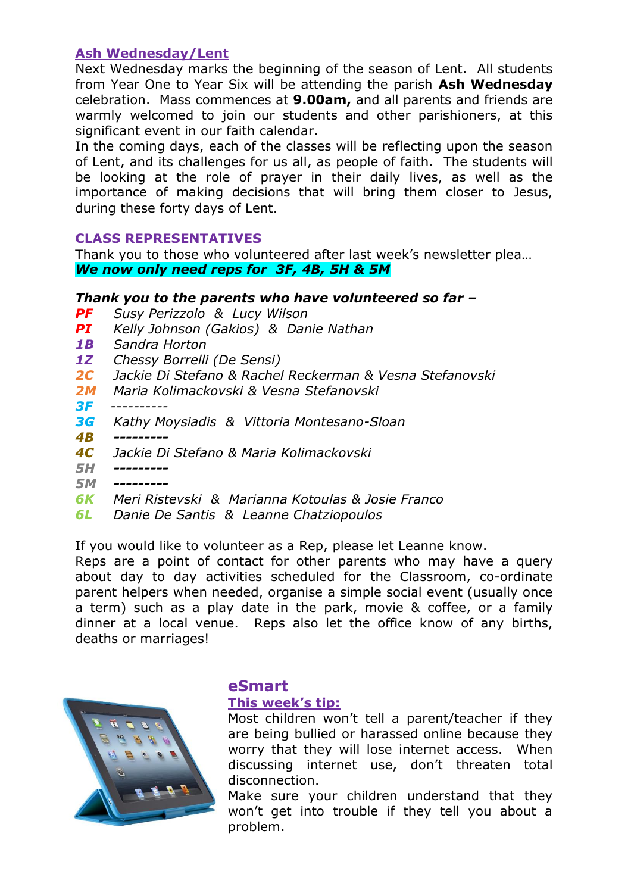## Ash Wednesday/Lent

Next Wednesday marks the beginning of the season of Lent. All students from Year One to Year Six will be attending the parish **Ash Wednesday** celebration. Mass commences at **9.00am,** and all parents and friends are warmly welcomed to join our students and other parishioners, at this significant event in our faith calendar.

In the coming days, each of the classes will be reflecting upon the season of Lent, and its challenges for us all, as people of faith. The students will be looking at the role of prayer in their daily lives, as well as the importance of making decisions that will bring them closer to Jesus, during these forty days of Lent.

## CLASS REPRESENTATIVES

Thank you to those who volunteered after last week's newsletter plea…

***We now only need reps for 3F, 4B, 5H & 5M***

***Thank you to the parents who have volunteered so far –***

***PF*** *Susy Perizzolo & Lucy Wilson*
***PI*** *Kelly Johnson (Gakios) & Danie Nathan*
***1B*** *Sandra Horton*
***1Z*** *Chessy Borrelli (De Sensi)*
***2C*** *Jackie Di Stefano & Rachel Reckerman & Vesna Stefanovski*
***2M*** *Maria Kolimackovski & Vesna Stefanovski*
***3F*** ----------
***3G*** *Kathy Moysiadis & Vittoria Montesano-Sloan*
***4B*** ---------
***4C*** *Jackie Di Stefano & Maria Kolimackovski*
***5H*** ---------
***5M*** ---------
***6K*** *Meri Ristevski & Marianna Kotoulas & Josie Franco*
***6L*** *Danie De Santis & Leanne Chatziopoulos*

If you would like to volunteer as a Rep, please let Leanne know.

Reps are a point of contact for other parents who may have a query about day to day activities scheduled for the Classroom, co-ordinate parent helpers when needed, organise a simple social event (usually once a term) such as a play date in the park, movie & coffee, or a family dinner at a local venue. Reps also let the office know of any births, deaths or marriages!

## eSmart

### This week's tip:

Most children won't tell a parent/teacher if they are being bullied or harassed online because they worry that they will lose internet access. When discussing internet use, don't threaten total disconnection.

Make sure your children understand that they won't get into trouble if they tell you about a problem.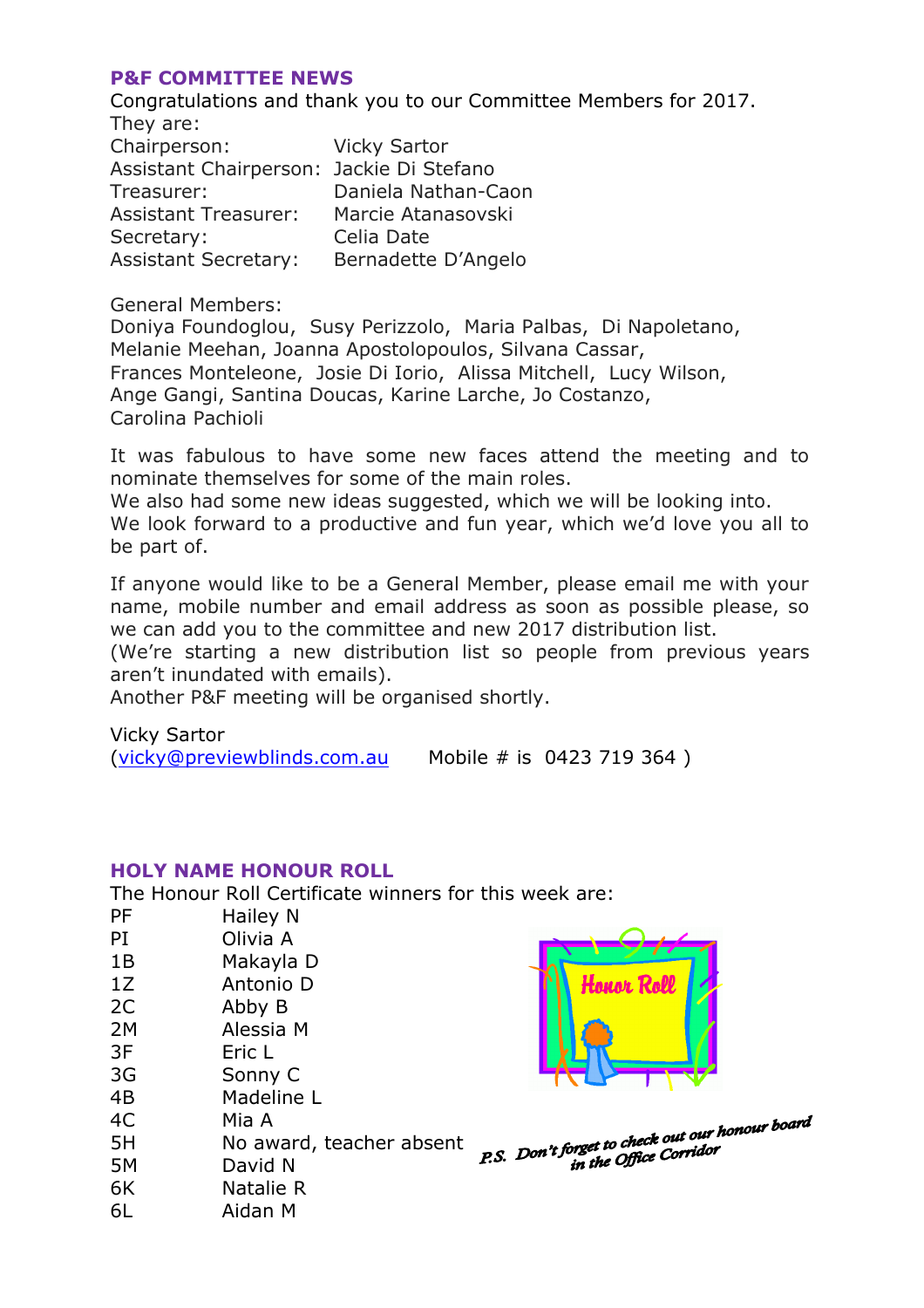## P&F COMMITTEE NEWS

Congratulations and thank you to our Committee Members for 2017.
They are:

| | |
|---|---|
| Chairperson: | Vicky Sartor |
| Assistant Chairperson: | Jackie Di Stefano |
| Treasurer: | Daniela Nathan-Caon |
| Assistant Treasurer: | Marcie Atanasovski |
| Secretary: | Celia Date |
| Assistant Secretary: | Bernadette D'Angelo |

General Members:
Doniya Foundoglou, Susy Perizzolo, Maria Palbas, Di Napoletano, Melanie Meehan, Joanna Apostolopoulos, Silvana Cassar, Frances Monteleone, Josie Di Iorio, Alissa Mitchell, Lucy Wilson, Ange Gangi, Santina Doucas, Karine Larche, Jo Costanzo, Carolina Pachioli

It was fabulous to have some new faces attend the meeting and to nominate themselves for some of the main roles.
We also had some new ideas suggested, which we will be looking into.
We look forward to a productive and fun year, which we'd love you all to be part of.

If anyone would like to be a General Member, please email me with your name, mobile number and email address as soon as possible please, so we can add you to the committee and new 2017 distribution list.
(We're starting a new distribution list so people from previous years aren't inundated with emails).
Another P&F meeting will be organised shortly.

Vicky Sartor
(vicky@previewblinds.com.au    Mobile # is 0423 719 364 )

## HOLY NAME HONOUR ROLL

The Honour Roll Certificate winners for this week are:

| | |
|---|---|
| PF | Hailey N |
| PI | Olivia A |
| 1B | Makayla D |
| 1Z | Antonio D |
| 2C | Abby B |
| 2M | Alessia M |
| 3F | Eric L |
| 3G | Sonny C |
| 4B | Madeline L |
| 4C | Mia A |
| 5H | No award, teacher absent |
| 5M | David N |
| 6K | Natalie R |
| 6L | Aidan M |

*P.S. Don't forget to check out our honour board in the Office Corridor*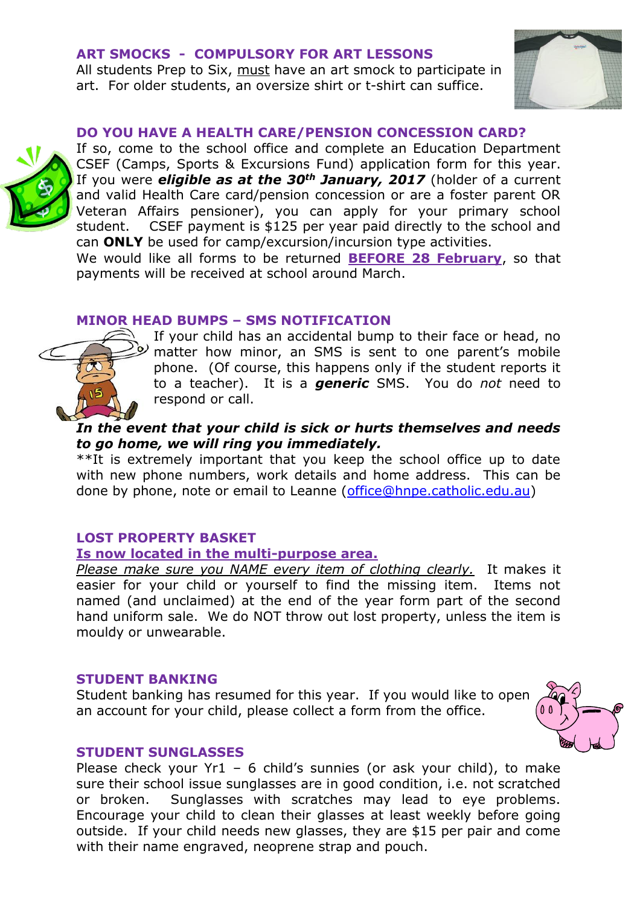## ART SMOCKS - COMPULSORY FOR ART LESSONS

All students Prep to Six, <u>must</u> have an art smock to participate in art. For older students, an oversize shirt or t-shirt can suffice.

## DO YOU HAVE A HEALTH CARE/PENSION CONCESSION CARD?

If so, come to the school office and complete an Education Department CSEF (Camps, Sports & Excursions Fund) application form for this year. If you were ***eligible as at the 30th January, 2017*** (holder of a current and valid Health Care card/pension concession or are a foster parent OR Veteran Affairs pensioner), you can apply for your primary school student. CSEF payment is $125 per year paid directly to the school and can **ONLY** be used for camp/excursion/incursion type activities.

We would like all forms to be returned **<u>BEFORE 28 February</u>**, so that payments will be received at school around March.

## MINOR HEAD BUMPS – SMS NOTIFICATION

If your child has an accidental bump to their face or head, no matter how minor, an SMS is sent to one parent's mobile phone. (Of course, this happens only if the student reports it to a teacher). It is a ***generic*** SMS. You do *not* need to respond or call.

***In the event that your child is sick or hurts themselves and needs to go home, we will ring you immediately.***

**It is extremely important that you keep the school office up to date with new phone numbers, work details and home address. This can be done by phone, note or email to Leanne (office@hnpe.catholic.edu.au)

## LOST PROPERTY BASKET

**<u>Is now located in the multi-purpose area.</u>**

*<u>Please make sure you NAME every item of clothing clearly.</u>* It makes it easier for your child or yourself to find the missing item. Items not named (and unclaimed) at the end of the year form part of the second hand uniform sale. We do NOT throw out lost property, unless the item is mouldy or unwearable.

## STUDENT BANKING

Student banking has resumed for this year. If you would like to open an account for your child, please collect a form from the office.

## STUDENT SUNGLASSES

Please check your Yr1 – 6 child's sunnies (or ask your child), to make sure their school issue sunglasses are in good condition, i.e. not scratched or broken. Sunglasses with scratches may lead to eye problems. Encourage your child to clean their glasses at least weekly before going outside. If your child needs new glasses, they are $15 per pair and come with their name engraved, neoprene strap and pouch.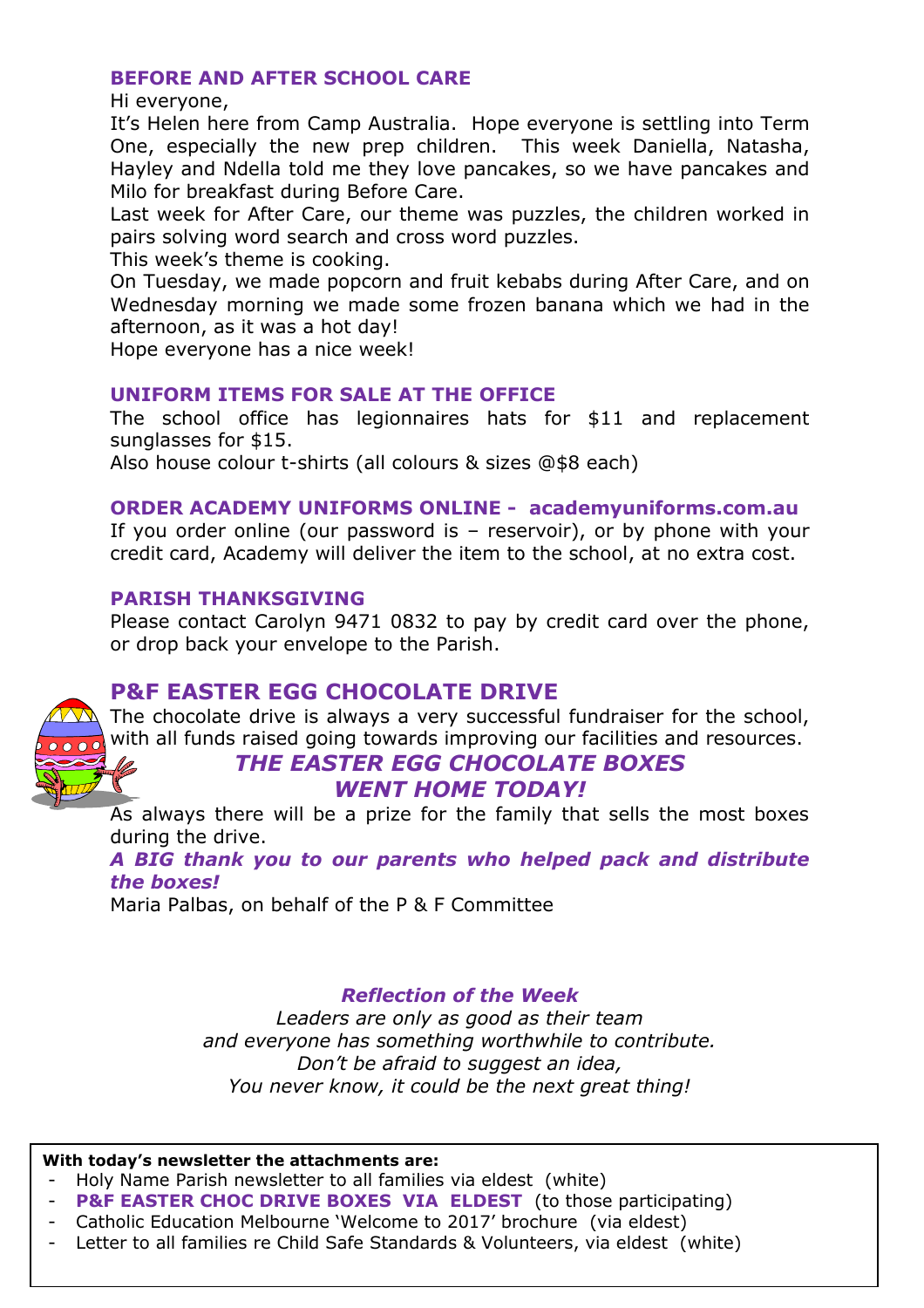## BEFORE AND AFTER SCHOOL CARE

Hi everyone,

It's Helen here from Camp Australia. Hope everyone is settling into Term One, especially the new prep children. This week Daniella, Natasha, Hayley and Ndella told me they love pancakes, so we have pancakes and Milo for breakfast during Before Care.

Last week for After Care, our theme was puzzles, the children worked in pairs solving word search and cross word puzzles.

This week's theme is cooking.

On Tuesday, we made popcorn and fruit kebabs during After Care, and on Wednesday morning we made some frozen banana which we had in the afternoon, as it was a hot day!

Hope everyone has a nice week!

## UNIFORM ITEMS FOR SALE AT THE OFFICE

The school office has legionnaires hats for $11 and replacement sunglasses for $15.

Also house colour t-shirts (all colours & sizes @$8 each)

## ORDER ACADEMY UNIFORMS ONLINE - academyuniforms.com.au

If you order online (our password is – reservoir), or by phone with your credit card, Academy will deliver the item to the school, at no extra cost.

## PARISH THANKSGIVING

Please contact Carolyn 9471 0832 to pay by credit card over the phone, or drop back your envelope to the Parish.

## P&F EASTER EGG CHOCOLATE DRIVE

The chocolate drive is always a very successful fundraiser for the school, with all funds raised going towards improving our facilities and resources.

***THE EASTER EGG CHOCOLATE BOXES WENT HOME TODAY!***

As always there will be a prize for the family that sells the most boxes during the drive.

***A BIG thank you to our parents who helped pack and distribute the boxes!***

Maria Palbas, on behalf of the P & F Committee

***Reflection of the Week***

*Leaders are only as good as their team*
*and everyone has something worthwhile to contribute.*
*Don't be afraid to suggest an idea,*
*You never know, it could be the next great thing!*

**With today's newsletter the attachments are:**

- Holy Name Parish newsletter to all families via eldest (white)
- **P&F EASTER CHOC DRIVE BOXES VIA ELDEST** (to those participating)
- Catholic Education Melbourne 'Welcome to 2017' brochure (via eldest)
- Letter to all families re Child Safe Standards & Volunteers, via eldest (white)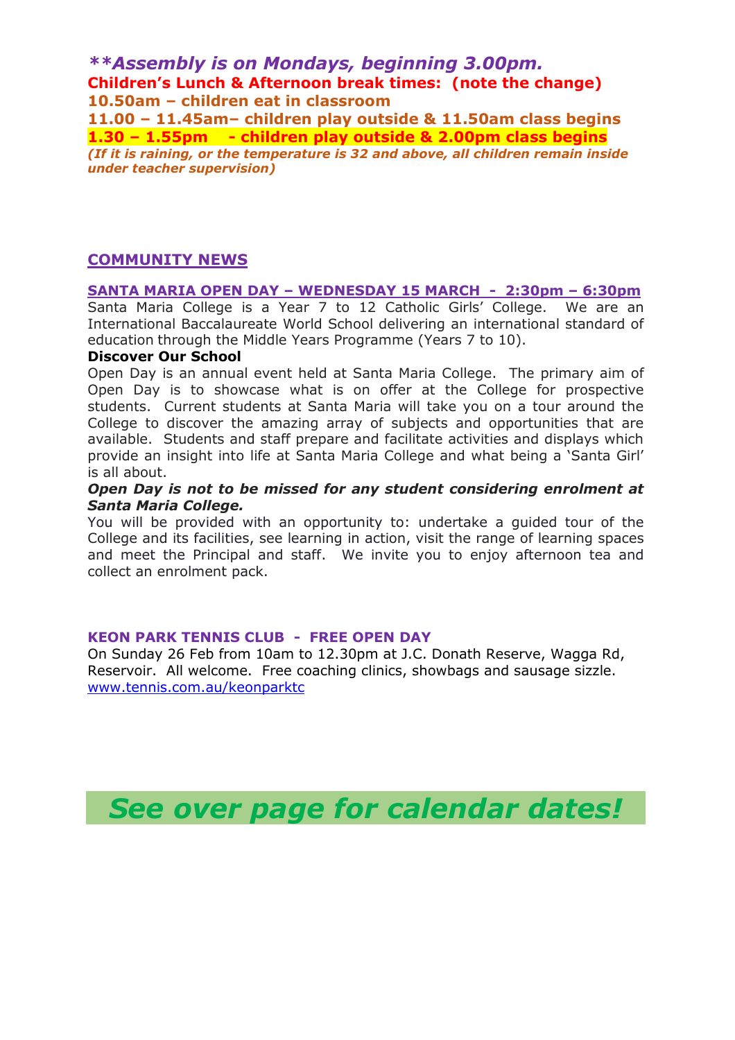***\*Assembly is on Mondays, beginning 3.00pm.***

**Children's Lunch & Afternoon break times: (note the change)**

**10.50am – children eat in classroom**

**11.00 – 11.45am– children play outside & 11.50am class begins**

**1.30 – 1.55pm - children play outside & 2.00pm class begins**

***(If it is raining, or the temperature is 32 and above, all children remain inside under teacher supervision)***

## COMMUNITY NEWS

### SANTA MARIA OPEN DAY – WEDNESDAY 15 MARCH - 2:30pm – 6:30pm

Santa Maria College is a Year 7 to 12 Catholic Girls' College. We are an International Baccalaureate World School delivering an international standard of education through the Middle Years Programme (Years 7 to 10).

**Discover Our School**

Open Day is an annual event held at Santa Maria College. The primary aim of Open Day is to showcase what is on offer at the College for prospective students. Current students at Santa Maria will take you on a tour around the College to discover the amazing array of subjects and opportunities that are available. Students and staff prepare and facilitate activities and displays which provide an insight into life at Santa Maria College and what being a 'Santa Girl' is all about.

***Open Day is not to be missed for any student considering enrolment at Santa Maria College.***

You will be provided with an opportunity to: undertake a guided tour of the College and its facilities, see learning in action, visit the range of learning spaces and meet the Principal and staff. We invite you to enjoy afternoon tea and collect an enrolment pack.

### KEON PARK TENNIS CLUB - FREE OPEN DAY

On Sunday 26 Feb from 10am to 12.30pm at J.C. Donath Reserve, Wagga Rd, Reservoir. All welcome. Free coaching clinics, showbags and sausage sizzle.
www.tennis.com.au/keonparktc

***See over page for calendar dates!***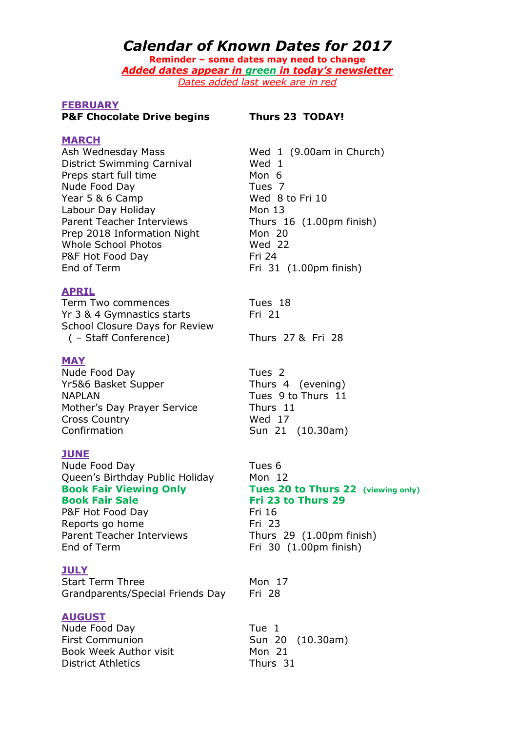# *Calendar of Known Dates for 2017*

**Reminder – some dates may need to change**

***Added dates appear in green in today's newsletter***

*Dates added last week are in red*

## FEBRUARY

| | |
|---|---|
| **P&F Chocolate Drive begins** | **Thurs 23 TODAY!** |

## MARCH

| | |
|---|---|
| Ash Wednesday Mass | Wed 1 (9.00am in Church) |
| District Swimming Carnival | Wed 1 |
| Preps start full time | Mon 6 |
| Nude Food Day | Tues 7 |
| Year 5 & 6 Camp | Wed 8 to Fri 10 |
| Labour Day Holiday | Mon 13 |
| Parent Teacher Interviews | Thurs 16 (1.00pm finish) |
| Prep 2018 Information Night | Mon 20 |
| Whole School Photos | Wed 22 |
| P&F Hot Food Day | Fri 24 |
| End of Term | Fri 31 (1.00pm finish) |

## APRIL

| | |
|---|---|
| Term Two commences | Tues 18 |
| Yr 3 & 4 Gymnastics starts | Fri 21 |
| School Closure Days for Review ( – Staff Conference) | Thurs 27 & Fri 28 |

## MAY

| | |
|---|---|
| Nude Food Day | Tues 2 |
| Yr5&6 Basket Supper | Thurs 4 (evening) |
| NAPLAN | Tues 9 to Thurs 11 |
| Mother's Day Prayer Service | Thurs 11 |
| Cross Country | Wed 17 |
| Confirmation | Sun 21 (10.30am) |

## JUNE

| | |
|---|---|
| Nude Food Day | Tues 6 |
| Queen's Birthday Public Holiday | Mon 12 |
| **Book Fair Viewing Only** | **Tues 20 to Thurs 22 (viewing only)** |
| **Book Fair Sale** | **Fri 23 to Thurs 29** |
| P&F Hot Food Day | Fri 16 |
| Reports go home | Fri 23 |
| Parent Teacher Interviews | Thurs 29 (1.00pm finish) |
| End of Term | Fri 30 (1.00pm finish) |

## JULY

| | |
|---|---|
| Start Term Three | Mon 17 |
| Grandparents/Special Friends Day | Fri 28 |

## AUGUST

| | |
|---|---|
| Nude Food Day | Tue 1 |
| First Communion | Sun 20 (10.30am) |
| Book Week Author visit | Mon 21 |
| District Athletics | Thurs 31 |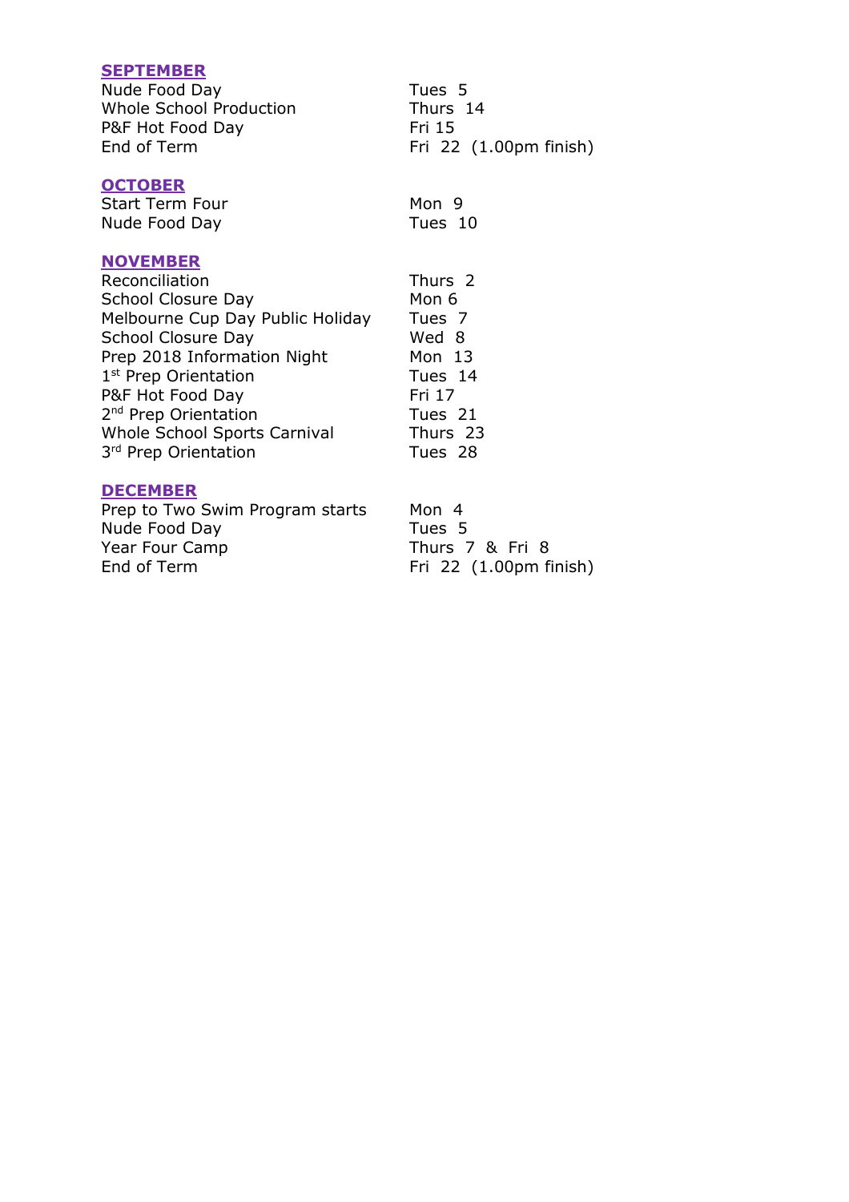## SEPTEMBER

| | |
|---|---|
| Nude Food Day | Tues 5 |
| Whole School Production | Thurs 14 |
| P&F Hot Food Day | Fri 15 |
| End of Term | Fri 22 (1.00pm finish) |

## OCTOBER

| | |
|---|---|
| Start Term Four | Mon 9 |
| Nude Food Day | Tues 10 |

## NOVEMBER

| | |
|---|---|
| Reconciliation | Thurs 2 |
| School Closure Day | Mon 6 |
| Melbourne Cup Day Public Holiday | Tues 7 |
| School Closure Day | Wed 8 |
| Prep 2018 Information Night | Mon 13 |
| 1st Prep Orientation | Tues 14 |
| P&F Hot Food Day | Fri 17 |
| 2nd Prep Orientation | Tues 21 |
| Whole School Sports Carnival | Thurs 23 |
| 3rd Prep Orientation | Tues 28 |

## DECEMBER

| | |
|---|---|
| Prep to Two Swim Program starts | Mon 4 |
| Nude Food Day | Tues 5 |
| Year Four Camp | Thurs 7 & Fri 8 |
| End of Term | Fri 22 (1.00pm finish) |